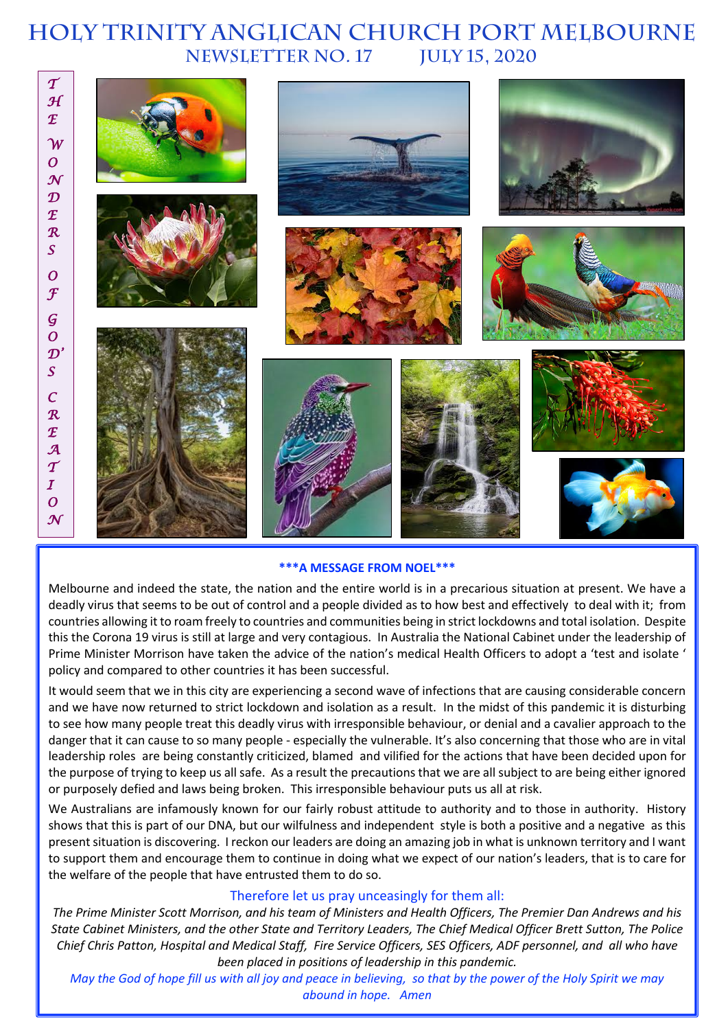# HOLY TRINITY ANGLICAN CHURCH PORT MELBOURNE

## NEWSLETTER NO. 17 JULY 15, 2020

*THE WONDERS OF GOD'S CREATION*

**\*\*\*A MESSAGE FROM NOEL\*\*\***

Melbourne and indeed the state, the nation and the entire world is in a precarious situation at present. We have a deadly virus that seems to be out of control and a people divided as to how best and effectively to deal with it; from countries allowing it to roam freely to countries and communities being in strict lockdowns and total isolation. Despite this the Corona 19 virus is still at large and very contagious. In Australia the National Cabinet under the leadership of Prime Minister Morrison have taken the advice of the nation's medical Health Officers to adopt a 'test and isolate ' policy and compared to other countries it has been successful.

It would seem that we in this city are experiencing a second wave of infections that are causing considerable concern and we have now returned to strict lockdown and isolation as a result. In the midst of this pandemic it is disturbing to see how many people treat this deadly virus with irresponsible behaviour, or denial and a cavalier approach to the danger that it can cause to so many people - especially the vulnerable. It's also concerning that those who are in vital leadership roles are being constantly criticized, blamed and vilified for the actions that have been decided upon for the purpose of trying to keep us all safe. As a result the precautions that we are all subject to are being either ignored or purposely defied and laws being broken. This irresponsible behaviour puts us all at risk.

We Australians are infamously known for our fairly robust attitude to authority and to those in authority. History shows that this is part of our DNA, but our wilfulness and independent style is both a positive and a negative as this present situation is discovering. I reckon our leaders are doing an amazing job in what is unknown territory and I want to support them and encourage them to continue in doing what we expect of our nation's leaders, that is to care for the welfare of the people that have entrusted them to do so.

Therefore let us pray unceasingly for them all:

*The Prime Minister Scott Morrison, and his team of Ministers and Health Officers, The Premier Dan Andrews and his State Cabinet Ministers, and the other State and Territory Leaders, The Chief Medical Officer Brett Sutton, The Police Chief Chris Patton, Hospital and Medical Staff, Fire Service Officers, SES Officers, ADF personnel, and all who have been placed in positions of leadership in this pandemic.*

*May the God of hope fill us with all joy and peace in believing, so that by the power of the Holy Spirit we may abound in hope. Amen*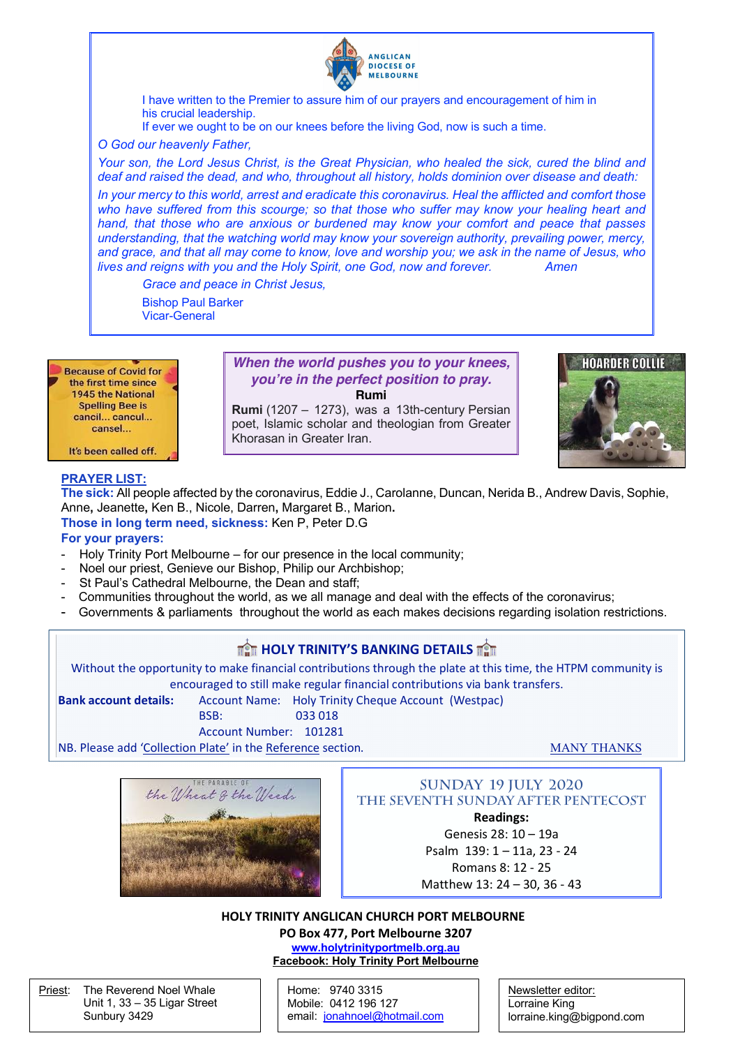ANGLICAN DIOCESE OF MELBOURNE

I have written to the Premier to assure him of our prayers and encouragement of him in his crucial leadership.
If ever we ought to be on our knees before the living God, now is such a time.

*O God our heavenly Father,*

*Your son, the Lord Jesus Christ, is the Great Physician, who healed the sick, cured the blind and deaf and raised the dead, and who, throughout all history, holds dominion over disease and death:*

*In your mercy to this world, arrest and eradicate this coronavirus. Heal the afflicted and comfort those who have suffered from this scourge; so that those who suffer may know your healing heart and hand, that those who are anxious or burdened may know your comfort and peace that passes understanding, that the watching world may know your sovereign authority, prevailing power, mercy, and grace, and that all may come to know, love and worship you; we ask in the name of Jesus, who lives and reigns with you and the Holy Spirit, one God, now and forever. Amen*

*Grace and peace in Christ Jesus,*

Bishop Paul Barker
Vicar-General

Because of Covid for the first time since 1945 the National Spelling Bee is cancil... cancul... cansel...

It's been called off.

***When the world pushes you to your knees, you're in the perfect position to pray.***
**Rumi**

**Rumi** (1207 – 1273), was a 13th-century Persian poet, Islamic scholar and theologian from Greater Khorasan in Greater Iran.

HOARDER COLLIE

## PRAYER LIST:

**The sick:** All people affected by the coronavirus, Eddie J., Carolanne, Duncan, Nerida B., Andrew Davis, Sophie, Anne**,** Jeanette**,** Ken B., Nicole, Darren**,** Margaret B., Marion**.**

**Those in long term need, sickness:** Ken P, Peter D.G

**For your prayers:**

- Holy Trinity Port Melbourne – for our presence in the local community;
- Noel our priest, Genieve our Bishop, Philip our Archbishop;
- St Paul's Cathedral Melbourne, the Dean and staff;
- Communities throughout the world, as we all manage and deal with the effects of the coronavirus;
- Governments & parliaments throughout the world as each makes decisions regarding isolation restrictions.

## HOLY TRINITY'S BANKING DETAILS

Without the opportunity to make financial contributions through the plate at this time, the HTPM community is encouraged to still make regular financial contributions via bank transfers.

**Bank account details:** Account Name: Holy Trinity Cheque Account (Westpac)
BSB: 033 018
Account Number: 101281

NB. Please add 'Collection Plate' in the Reference section.

MANY THANKS

THE PARABLE OF the Wheat & the Weeds

## SUNDAY 19 JULY 2020
### THE SEVENTH SUNDAY AFTER PENTECOST

**Readings:**
Genesis 28: 10 – 19a
Psalm 139: 1 – 11a, 23 - 24
Romans 8: 12 - 25
Matthew 13: 24 – 30, 36 - 43

**HOLY TRINITY ANGLICAN CHURCH PORT MELBOURNE**
**PO Box 477, Port Melbourne 3207**
**www.holytrinityportmelb.org.au**
**Facebook: Holy Trinity Port Melbourne**

Priest: The Reverend Noel Whale
Unit 1, 33 – 35 Ligar Street
Sunbury 3429

Home: 9740 3315
Mobile: 0412 196 127
email: jonahnoel@hotmail.com

Newsletter editor:
Lorraine King
lorraine.king@bigpond.com